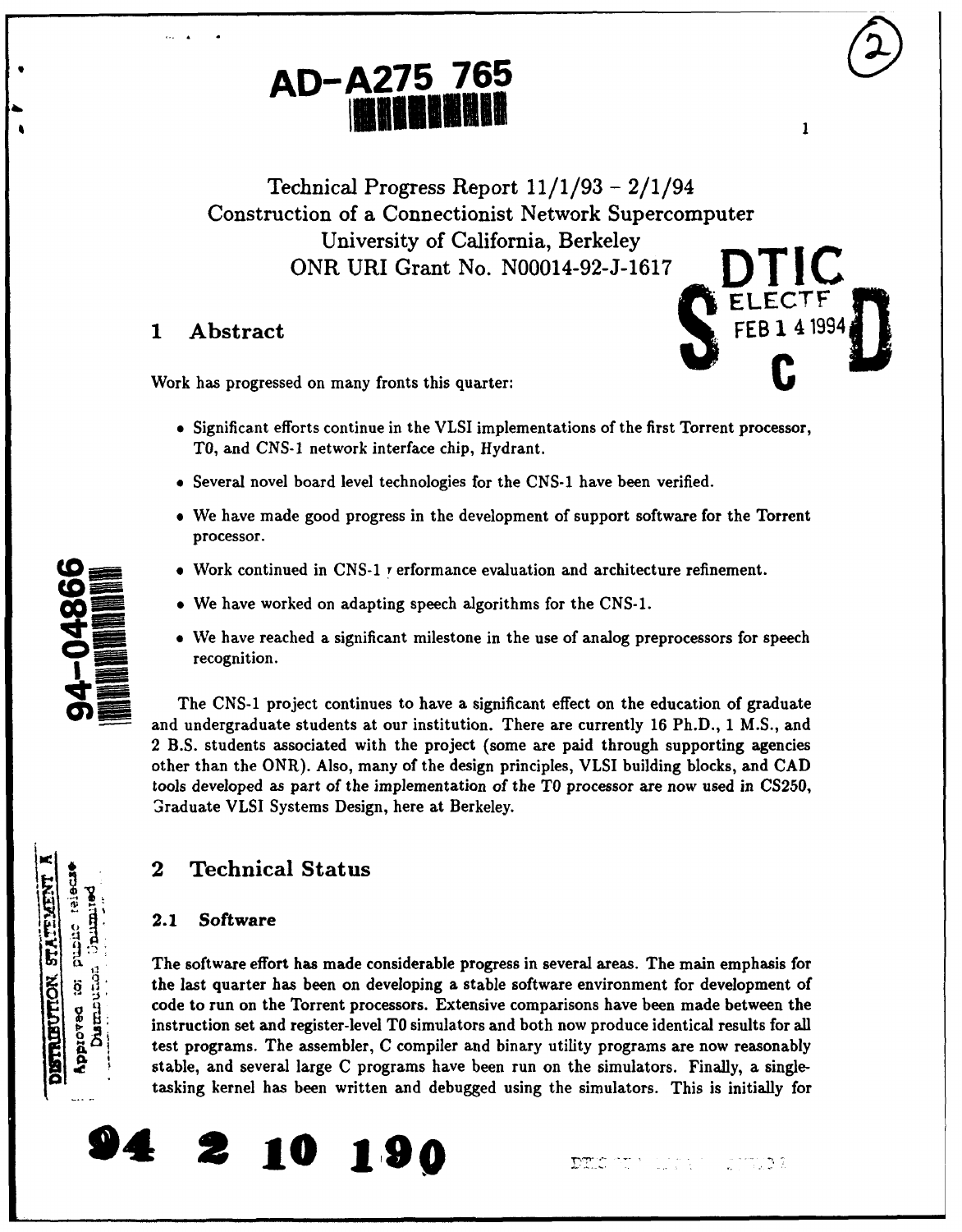AD-A275 765

# Technical Progress Report 11/1/93 – 2/1/94
# Construction of a Connectionist Network Supercomputer
# University of California, Berkeley
# ONR URI Grant No. N00014-92-J-1617

DTIC ELECTE FEB 14 1994 S C D

## 1 Abstract

Work has progressed on many fronts this quarter:

- Significant efforts continue in the VLSI implementations of the first Torrent processor, T0, and CNS-1 network interface chip, Hydrant.
- Several novel board level technologies for the CNS-1 have been verified.
- We have made good progress in the development of support software for the Torrent processor.
- Work continued in CNS-1 performance evaluation and architecture refinement.
- We have worked on adapting speech algorithms for the CNS-1.
- We have reached a significant milestone in the use of analog preprocessors for speech recognition.

The CNS-1 project continues to have a significant effect on the education of graduate and undergraduate students at our institution. There are currently 16 Ph.D., 1 M.S., and 2 B.S. students associated with the project (some are paid through supporting agencies other than the ONR). Also, many of the design principles, VLSI building blocks, and CAD tools developed as part of the implementation of the T0 processor are now used in CS250, Graduate VLSI Systems Design, here at Berkeley.

DISTRIBUTION STATEMENT A
Approved for public release
Distribution Unlimited

94-04866

## 2 Technical Status

### 2.1 Software

The software effort has made considerable progress in several areas. The main emphasis for the last quarter has been on developing a stable software environment for development of code to run on the Torrent processors. Extensive comparisons have been made between the instruction set and register-level T0 simulators and both now produce identical results for all test programs. The assembler, C compiler and binary utility programs are now reasonably stable, and several large C programs have been run on the simulators. Finally, a single-tasking kernel has been written and debugged using the simulators. This is initially for

94 2 10 190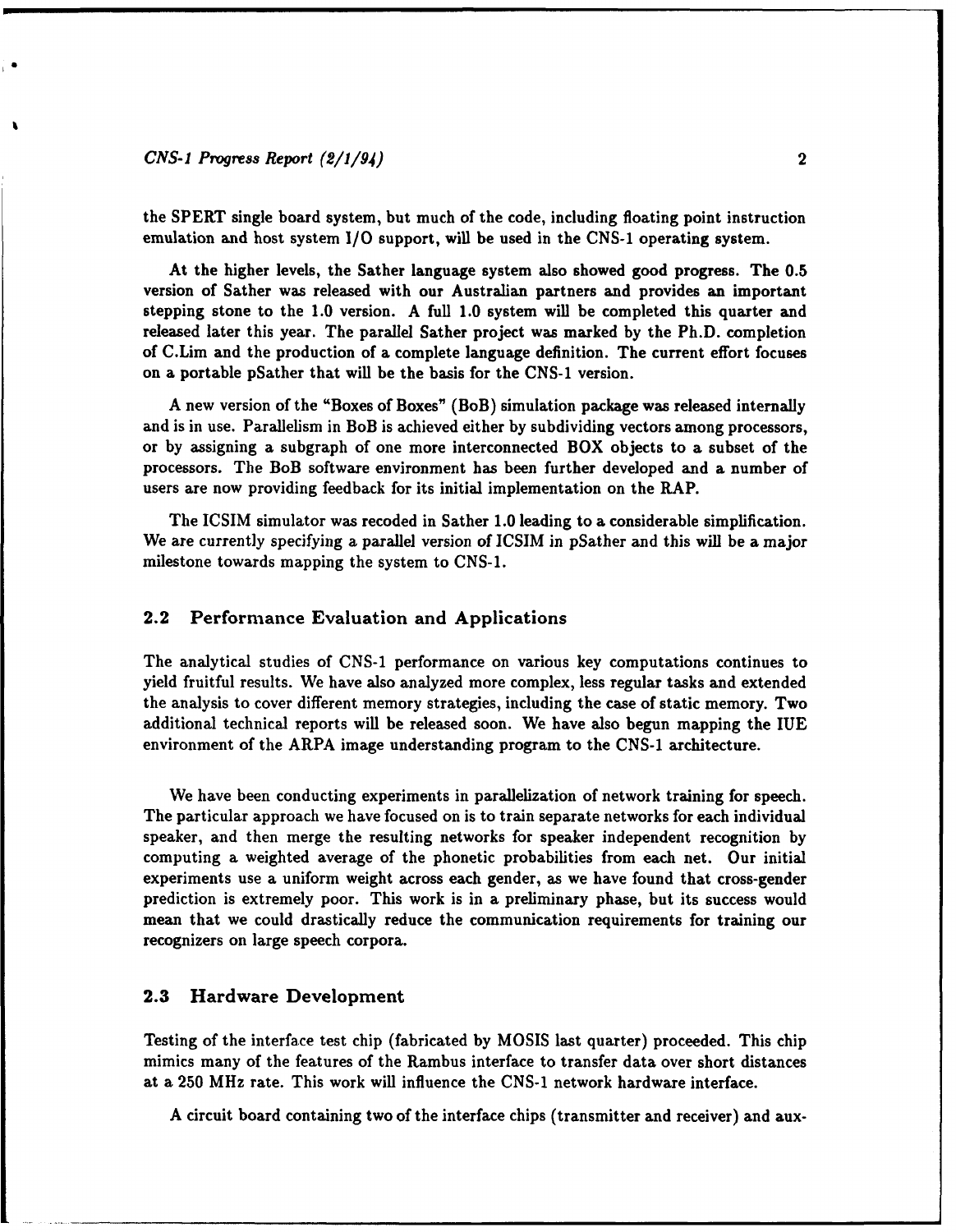the SPERT single board system, but much of the code, including floating point instruction emulation and host system I/O support, will be used in the CNS-1 operating system.

At the higher levels, the Sather language system also showed good progress. The 0.5 version of Sather was released with our Australian partners and provides an important stepping stone to the 1.0 version. A full 1.0 system will be completed this quarter and released later this year. The parallel Sather project was marked by the Ph.D. completion of C.Lim and the production of a complete language definition. The current effort focuses on a portable pSather that will be the basis for the CNS-1 version.

A new version of the "Boxes of Boxes" (BoB) simulation package was released internally and is in use. Parallelism in BoB is achieved either by subdividing vectors among processors, or by assigning a subgraph of one more interconnected BOX objects to a subset of the processors. The BoB software environment has been further developed and a number of users are now providing feedback for its initial implementation on the RAP.

The ICSIM simulator was recoded in Sather 1.0 leading to a considerable simplification. We are currently specifying a parallel version of ICSIM in pSather and this will be a major milestone towards mapping the system to CNS-1.

### 2.2 Performance Evaluation and Applications

The analytical studies of CNS-1 performance on various key computations continues to yield fruitful results. We have also analyzed more complex, less regular tasks and extended the analysis to cover different memory strategies, including the case of static memory. Two additional technical reports will be released soon. We have also begun mapping the IUE environment of the ARPA image understanding program to the CNS-1 architecture.

We have been conducting experiments in parallelization of network training for speech. The particular approach we have focused on is to train separate networks for each individual speaker, and then merge the resulting networks for speaker independent recognition by computing a weighted average of the phonetic probabilities from each net. Our initial experiments use a uniform weight across each gender, as we have found that cross-gender prediction is extremely poor. This work is in a preliminary phase, but its success would mean that we could drastically reduce the communication requirements for training our recognizers on large speech corpora.

### 2.3 Hardware Development

Testing of the interface test chip (fabricated by MOSIS last quarter) proceeded. This chip mimics many of the features of the Rambus interface to transfer data over short distances at a 250 MHz rate. This work will influence the CNS-1 network hardware interface.

A circuit board containing two of the interface chips (transmitter and receiver) and aux-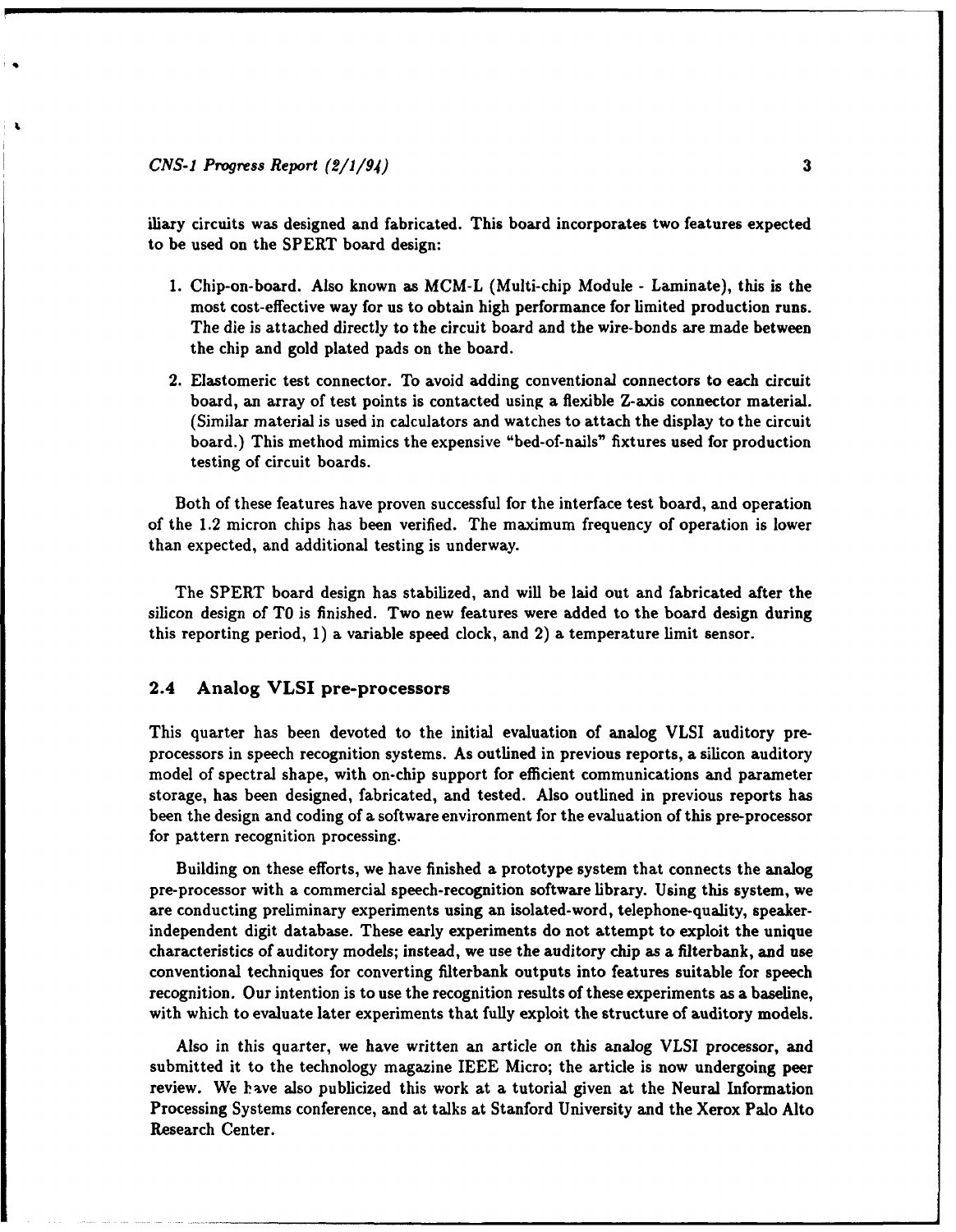iliary circuits was designed and fabricated. This board incorporates two features expected to be used on the SPERT board design:

1. Chip-on-board. Also known as MCM-L (Multi-chip Module - Laminate), this is the most cost-effective way for us to obtain high performance for limited production runs. The die is attached directly to the circuit board and the wire-bonds are made between the chip and gold plated pads on the board.

2. Elastomeric test connector. To avoid adding conventional connectors to each circuit board, an array of test points is contacted using a flexible Z-axis connector material. (Similar material is used in calculators and watches to attach the display to the circuit board.) This method mimics the expensive "bed-of-nails" fixtures used for production testing of circuit boards.

Both of these features have proven successful for the interface test board, and operation of the 1.2 micron chips has been verified. The maximum frequency of operation is lower than expected, and additional testing is underway.

The SPERT board design has stabilized, and will be laid out and fabricated after the silicon design of T0 is finished. Two new features were added to the board design during this reporting period, 1) a variable speed clock, and 2) a temperature limit sensor.

### 2.4 Analog VLSI pre-processors

This quarter has been devoted to the initial evaluation of analog VLSI auditory pre-processors in speech recognition systems. As outlined in previous reports, a silicon auditory model of spectral shape, with on-chip support for efficient communications and parameter storage, has been designed, fabricated, and tested. Also outlined in previous reports has been the design and coding of a software environment for the evaluation of this pre-processor for pattern recognition processing.

Building on these efforts, we have finished a prototype system that connects the analog pre-processor with a commercial speech-recognition software library. Using this system, we are conducting preliminary experiments using an isolated-word, telephone-quality, speaker-independent digit database. These early experiments do not attempt to exploit the unique characteristics of auditory models; instead, we use the auditory chip as a filterbank, and use conventional techniques for converting filterbank outputs into features suitable for speech recognition. Our intention is to use the recognition results of these experiments as a baseline, with which to evaluate later experiments that fully exploit the structure of auditory models.

Also in this quarter, we have written an article on this analog VLSI processor, and submitted it to the technology magazine IEEE Micro; the article is now undergoing peer review. We have also publicized this work at a tutorial given at the Neural Information Processing Systems conference, and at talks at Stanford University and the Xerox Palo Alto Research Center.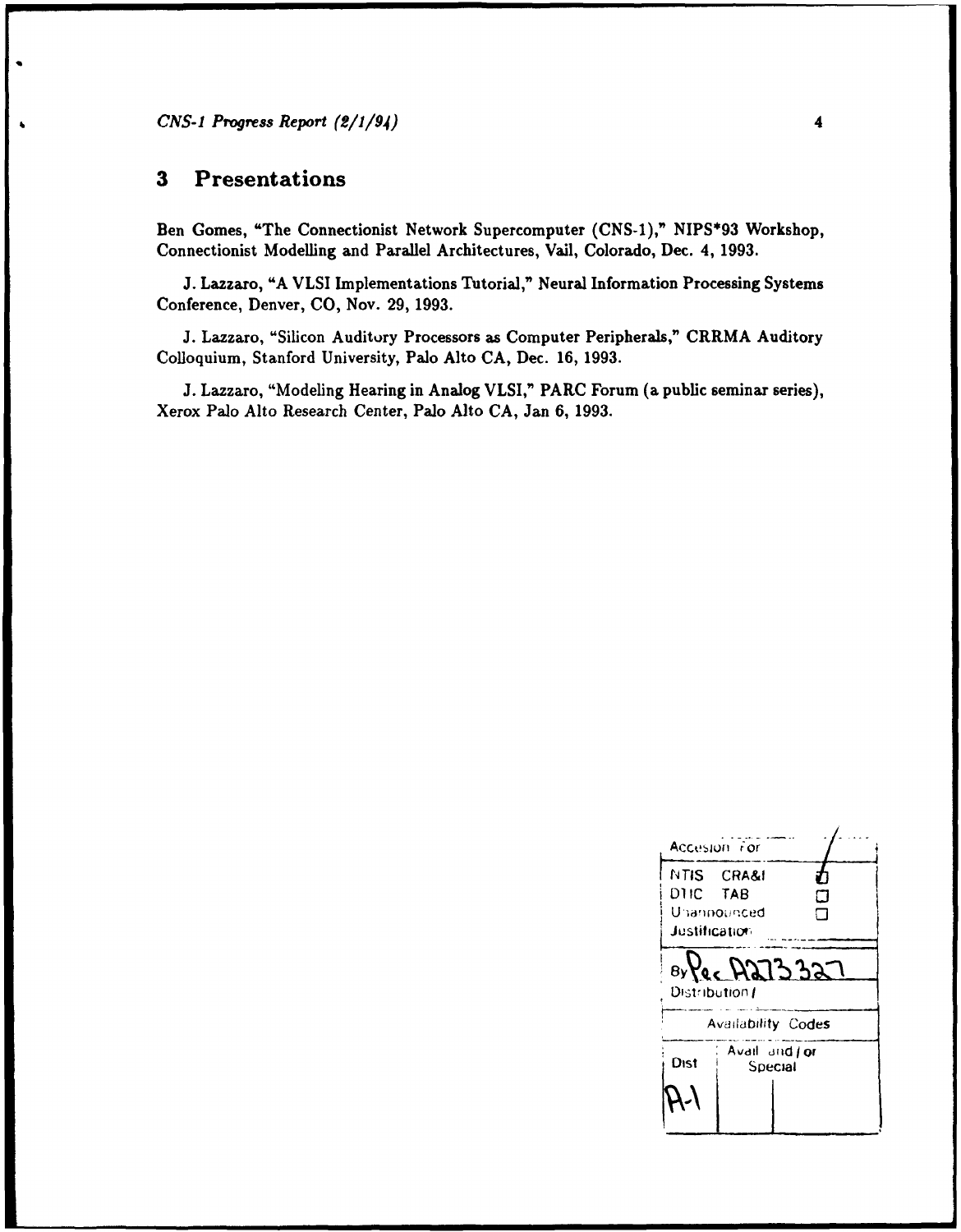## 3 Presentations

Ben Gomes, "The Connectionist Network Supercomputer (CNS-1)," NIPS*93 Workshop, Connectionist Modelling and Parallel Architectures, Vail, Colorado, Dec. 4, 1993.

J. Lazzaro, "A VLSI Implementations Tutorial," Neural Information Processing Systems Conference, Denver, CO, Nov. 29, 1993.

J. Lazzaro, "Silicon Auditory Processors as Computer Peripherals," CRRMA Auditory Colloquium, Stanford University, Palo Alto CA, Dec. 16, 1993.

J. Lazzaro, "Modeling Hearing in Analog VLSI," PARC Forum (a public seminar series), Xerox Palo Alto Research Center, Palo Alto CA, Jan 6, 1993.

| Accesion For | |
|---|---|
| NTIS CRA&I | ☑ |
| DTIC TAB | ☐ |
| Unannounced | ☐ |
| Justification | |
| By Per A273327 | |
| Distribution / | |
| Availability Codes | |
| Dist | Avail and / or Special |
| A-1 | |